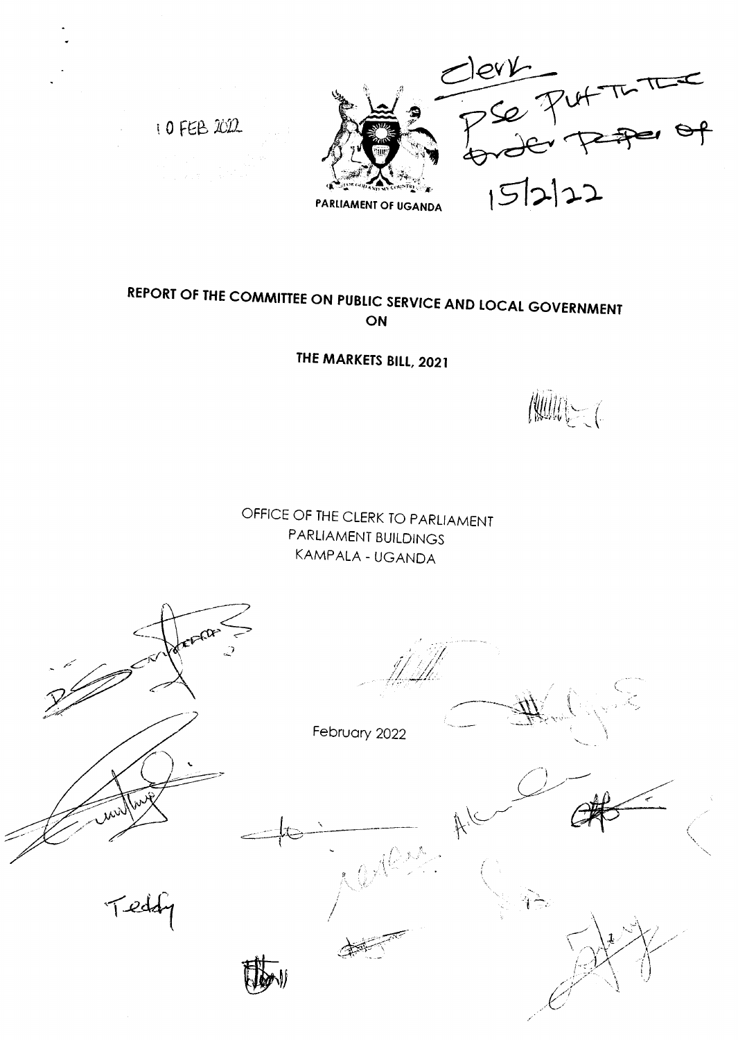10 FEB 2022

Clerk
Pse Put This
Order Paper of
15/2/22

PARLIAMENT OF UGANDA

# REPORT OF THE COMMITTEE ON PUBLIC SERVICE AND LOCAL GOVERNMENT ON

# THE MARKETS BILL, 2021

OFFICE OF THE CLERK TO PARLIAMENT
PARLIAMENT BUILDINGS
KAMPALA - UGANDA

February 2022

Teddy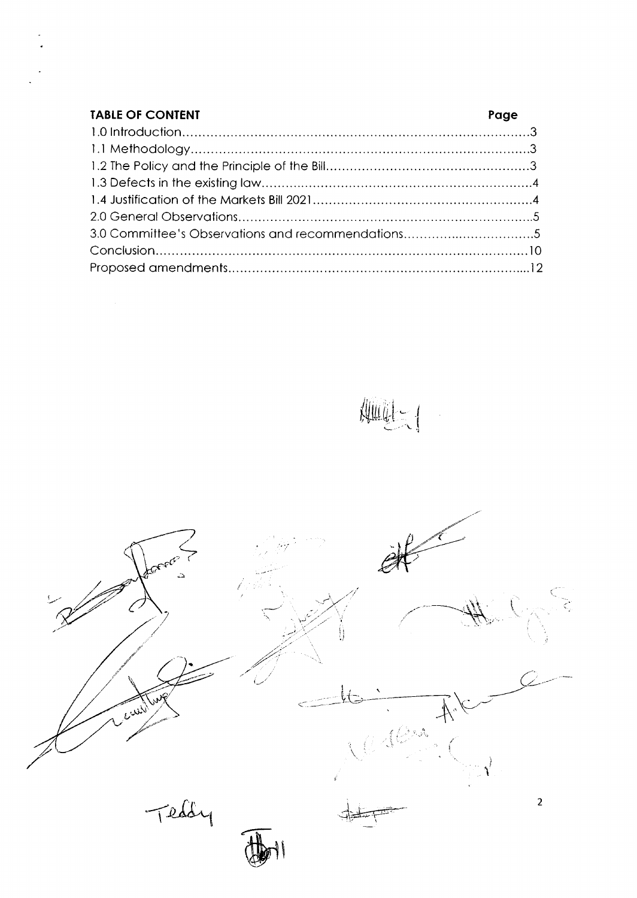**TABLE OF CONTENT** **Page**

| | |
|---|---|
| 1.0 Introduction | 3 |
| 1.1 Methodology | 3 |
| 1.2 The Policy and the Principle of the Bill | 3 |
| 1.3 Defects in the existing law | 4 |
| 1.4 Justification of the Markets Bill 2021 | 4 |
| 2.0 General Observations | 5 |
| 3.0 Committee's Observations and recommendations | 5 |
| Conclusion | 10 |
| Proposed amendments | 12 |

Teddy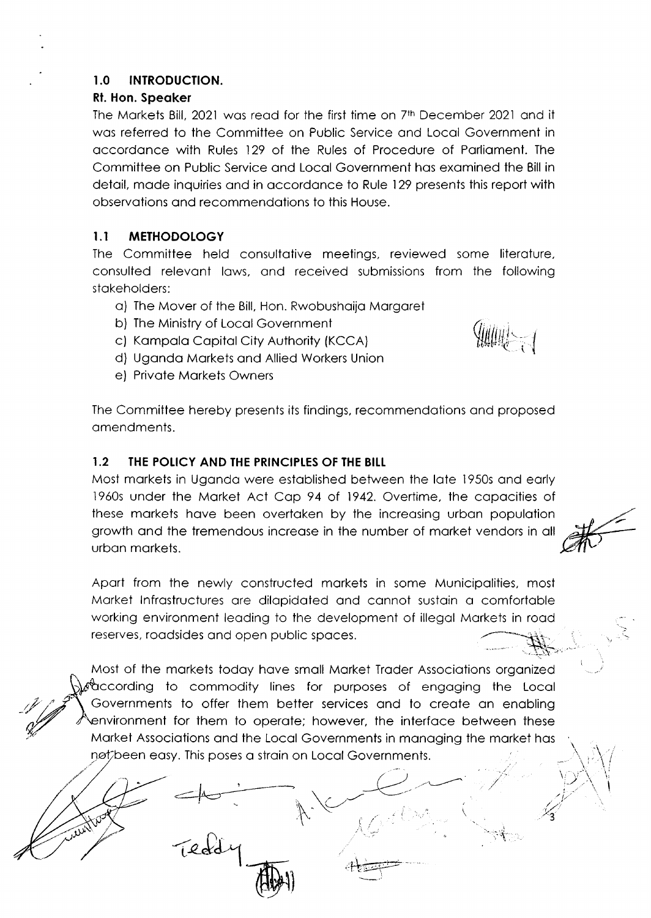## 1.0 INTRODUCTION.

**Rt. Hon. Speaker**

The Markets Bill, 2021 was read for the first time on 7th December 2021 and it was referred to the Committee on Public Service and Local Government in accordance with Rules 129 of the Rules of Procedure of Parliament. The Committee on Public Service and Local Government has examined the Bill in detail, made inquiries and in accordance to Rule 129 presents this report with observations and recommendations to this House.

### 1.1 METHODOLOGY

The Committee held consultative meetings, reviewed some literature, consulted relevant laws, and received submissions from the following stakeholders:

a) The Mover of the Bill, Hon. Rwobushaija Margaret
b) The Ministry of Local Government
c) Kampala Capital City Authority (KCCA)
d) Uganda Markets and Allied Workers Union
e) Private Markets Owners

The Committee hereby presents its findings, recommendations and proposed amendments.

### 1.2 THE POLICY AND THE PRINCIPLES OF THE BILL

Most markets in Uganda were established between the late 1950s and early 1960s under the Market Act Cap 94 of 1942. Overtime, the capacities of these markets have been overtaken by the increasing urban population growth and the tremendous increase in the number of market vendors in all urban markets.

Apart from the newly constructed markets in some Municipalities, most Market Infrastructures are dilapidated and cannot sustain a comfortable working environment leading to the development of illegal Markets in road reserves, roadsides and open public spaces.

Most of the markets today have small Market Trader Associations organized according to commodity lines for purposes of engaging the Local Governments to offer them better services and to create an enabling environment for them to operate; however, the interface between these Market Associations and the Local Governments in managing the market has not been easy. This poses a strain on Local Governments.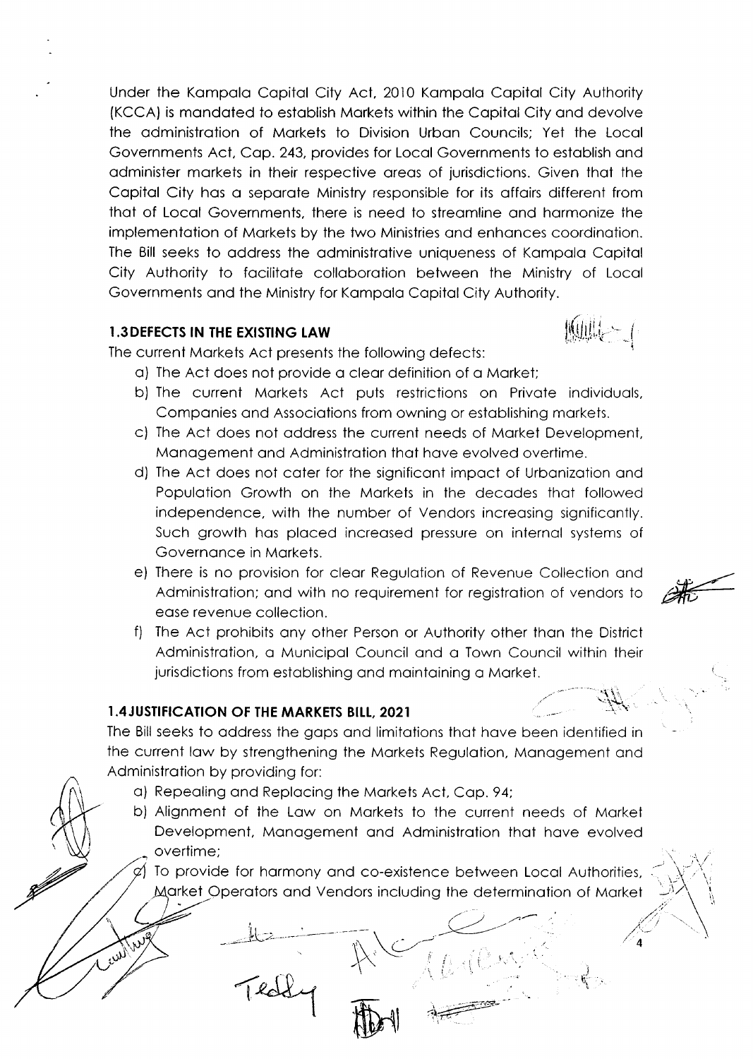Under the Kampala Capital City Act, 2010 Kampala Capital City Authority (KCCA) is mandated to establish Markets within the Capital City and devolve the administration of Markets to Division Urban Councils; Yet the Local Governments Act, Cap. 243, provides for Local Governments to establish and administer markets in their respective areas of jurisdictions. Given that the Capital City has a separate Ministry responsible for its affairs different from that of Local Governments, there is need to streamline and harmonize the implementation of Markets by the two Ministries and enhances coordination. The Bill seeks to address the administrative uniqueness of Kampala Capital City Authority to facilitate collaboration between the Ministry of Local Governments and the Ministry for Kampala Capital City Authority.

### 1.3 DEFECTS IN THE EXISTING LAW

The current Markets Act presents the following defects:

a) The Act does not provide a clear definition of a Market;
b) The current Markets Act puts restrictions on Private individuals, Companies and Associations from owning or establishing markets.
c) The Act does not address the current needs of Market Development, Management and Administration that have evolved overtime.
d) The Act does not cater for the significant impact of Urbanization and Population Growth on the Markets in the decades that followed independence, with the number of Vendors increasing significantly. Such growth has placed increased pressure on internal systems of Governance in Markets.
e) There is no provision for clear Regulation of Revenue Collection and Administration; and with no requirement for registration of vendors to ease revenue collection.
f) The Act prohibits any other Person or Authority other than the District Administration, a Municipal Council and a Town Council within their jurisdictions from establishing and maintaining a Market.

### 1.4 JUSTIFICATION OF THE MARKETS BILL, 2021

The Bill seeks to address the gaps and limitations that have been identified in the current law by strengthening the Markets Regulation, Management and Administration by providing for:

a) Repealing and Replacing the Markets Act, Cap. 94;
b) Alignment of the Law on Markets to the current needs of Market Development, Management and Administration that have evolved overtime;
c) To provide for harmony and co-existence between Local Authorities, Market Operators and Vendors including the determination of Market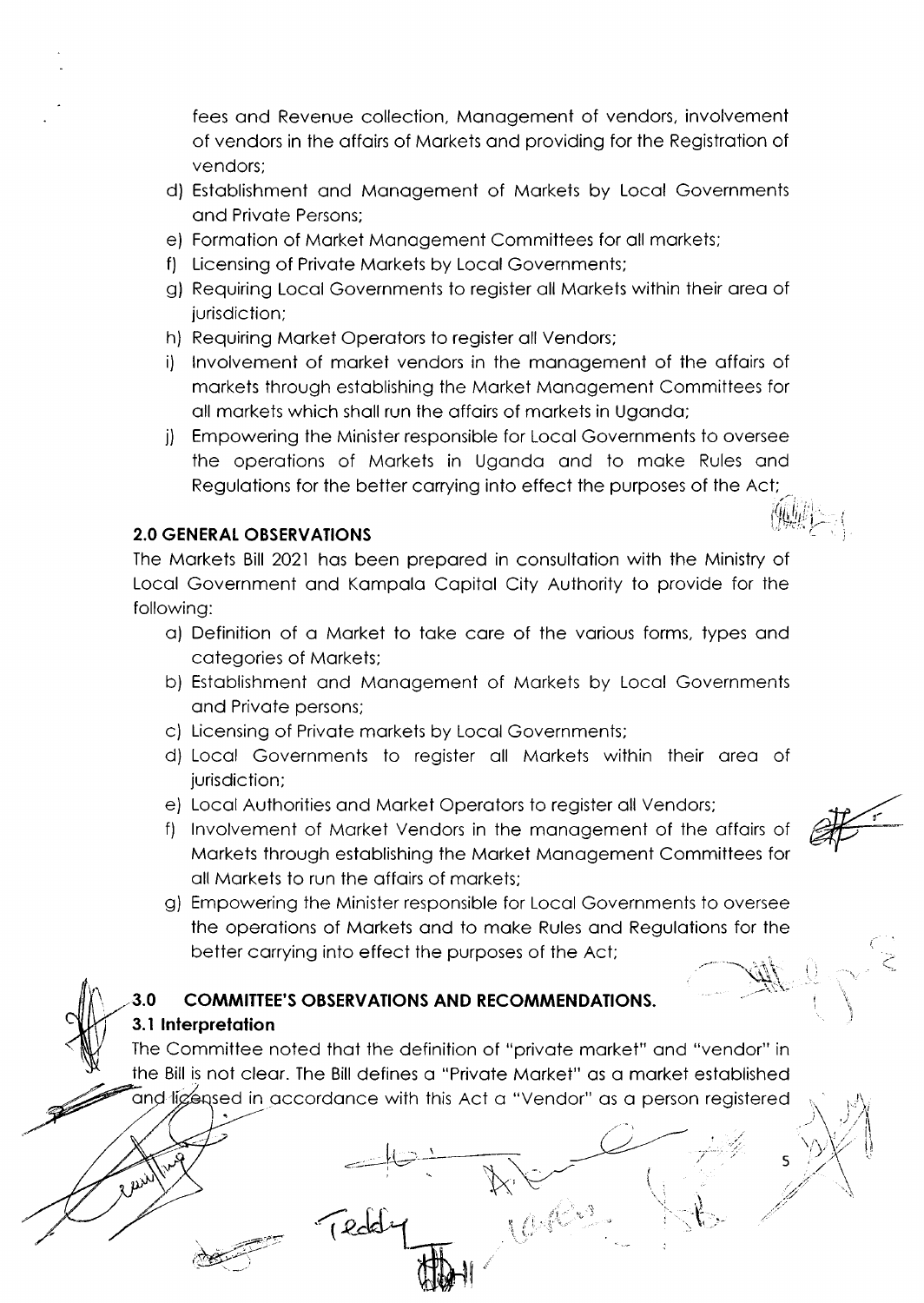fees and Revenue collection, Management of vendors, involvement of vendors in the affairs of Markets and providing for the Registration of vendors;

d) Establishment and Management of Markets by Local Governments and Private Persons;

e) Formation of Market Management Committees for all markets;

f) Licensing of Private Markets by Local Governments;

g) Requiring Local Governments to register all Markets within their area of jurisdiction;

h) Requiring Market Operators to register all Vendors;

i) Involvement of market vendors in the management of the affairs of markets through establishing the Market Management Committees for all markets which shall run the affairs of markets in Uganda;

j) Empowering the Minister responsible for Local Governments to oversee the operations of Markets in Uganda and to make Rules and Regulations for the better carrying into effect the purposes of the Act;

## 2.0 GENERAL OBSERVATIONS

The Markets Bill 2021 has been prepared in consultation with the Ministry of Local Government and Kampala Capital City Authority to provide for the following:

a) Definition of a Market to take care of the various forms, types and categories of Markets;

b) Establishment and Management of Markets by Local Governments and Private persons;

c) Licensing of Private markets by Local Governments;

d) Local Governments to register all Markets within their area of jurisdiction;

e) Local Authorities and Market Operators to register all Vendors;

f) Involvement of Market Vendors in the management of the affairs of Markets through establishing the Market Management Committees for all Markets to run the affairs of markets;

g) Empowering the Minister responsible for Local Governments to oversee the operations of Markets and to make Rules and Regulations for the better carrying into effect the purposes of the Act;

## 3.0 COMMITTEE'S OBSERVATIONS AND RECOMMENDATIONS.

### 3.1 Interpretation

The Committee noted that the definition of "private market" and "vendor" in the Bill is not clear. The Bill defines a "Private Market" as a market established and licensed in accordance with this Act a "Vendor" as a person registered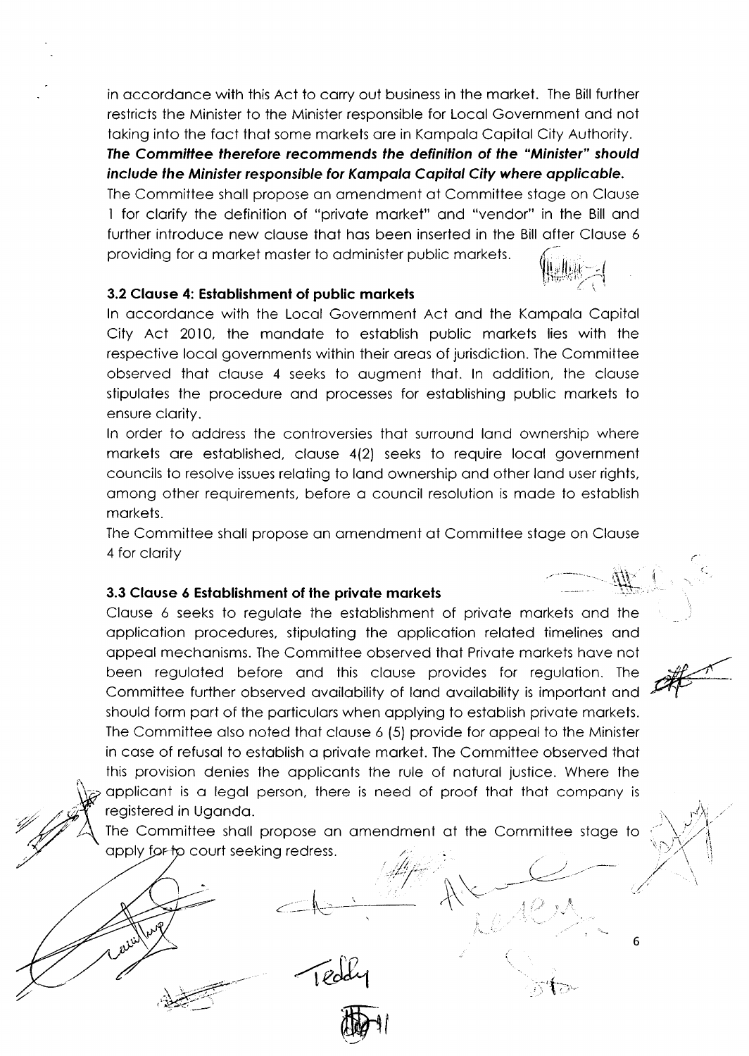in accordance with this Act to carry out business in the market. The Bill further restricts the Minister to the Minister responsible for Local Government and not taking into the fact that some markets are in Kampala Capital City Authority.

***The Committee therefore recommends the definition of the "Minister" should include the Minister responsible for Kampala Capital City where applicable.***

The Committee shall propose an amendment at Committee stage on Clause 1 for clarify the definition of "private market" and "vendor" in the Bill and further introduce new clause that has been inserted in the Bill after Clause 6 providing for a market master to administer public markets.

### 3.2 Clause 4: Establishment of public markets

In accordance with the Local Government Act and the Kampala Capital City Act 2010, the mandate to establish public markets lies with the respective local governments within their areas of jurisdiction. The Committee observed that clause 4 seeks to augment that. In addition, the clause stipulates the procedure and processes for establishing public markets to ensure clarity.

In order to address the controversies that surround land ownership where markets are established, clause 4(2) seeks to require local government councils to resolve issues relating to land ownership and other land user rights, among other requirements, before a council resolution is made to establish markets.

The Committee shall propose an amendment at Committee stage on Clause 4 for clarity

### 3.3 Clause 6 Establishment of the private markets

Clause 6 seeks to regulate the establishment of private markets and the application procedures, stipulating the application related timelines and appeal mechanisms. The Committee observed that Private markets have not been regulated before and this clause provides for regulation. The Committee further observed availability of land availability is important and should form part of the particulars when applying to establish private markets. The Committee also noted that clause 6 (5) provide for appeal to the Minister in case of refusal to establish a private market. The Committee observed that this provision denies the applicants the rule of natural justice. Where the applicant is a legal person, there is need of proof that that company is registered in Uganda.

The Committee shall propose an amendment at the Committee stage to apply ~~for~~ to court seeking redress.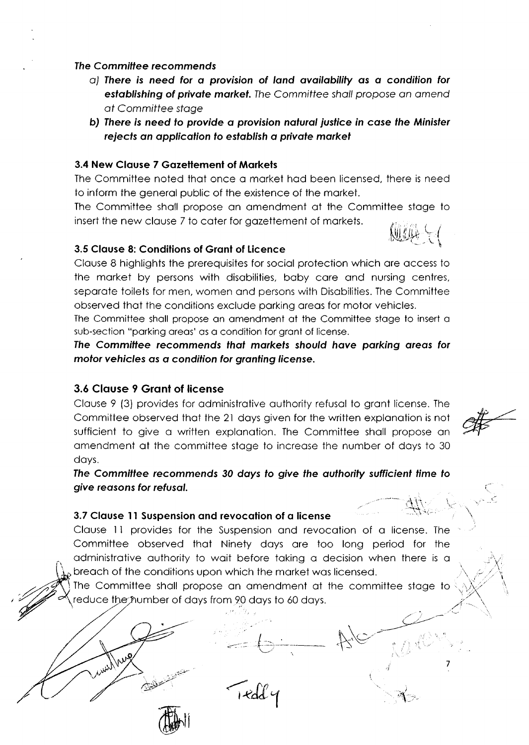***The Committee recommends***

a) ***There is need for a provision of land availability as a condition for establishing of private market.*** *The Committee shall propose an amend at Committee stage*
b) ***There is need to provide a provision natural justice in case the Minister rejects an application to establish a private market***

### 3.4 New Clause 7 Gazettement of Markets

The Committee noted that once a market had been licensed, there is need to inform the general public of the existence of the market.

The Committee shall propose an amendment at the Committee stage to insert the new clause 7 to cater for gazettement of markets.

### 3.5 Clause 8: Conditions of Grant of Licence

Clause 8 highlights the prerequisites for social protection which are access to the market by persons with disabilities, baby care and nursing centres, separate toilets for men, women and persons with Disabilities. The Committee observed that the conditions exclude parking areas for motor vehicles.

The Committee shall propose an amendment at the Committee stage to insert a sub-section "parking areas' as a condition for grant of license.

***The Committee recommends that markets should have parking areas for motor vehicles as a condition for granting license.***

### 3.6 Clause 9 Grant of license

Clause 9 (3) provides for administrative authority refusal to grant license. The Committee observed that the 21 days given for the written explanation is not sufficient to give a written explanation. The Committee shall propose an amendment at the committee stage to increase the number of days to 30 days.

***The Committee recommends 30 days to give the authority sufficient time to give reasons for refusal.***

### 3.7 Clause 11 Suspension and revocation of a license

Clause 11 provides for the Suspension and revocation of a license. The Committee observed that Ninety days are too long period for the administrative authority to wait before taking a decision when there is a breach of the conditions upon which the market was licensed.

The Committee shall propose an amendment at the committee stage to reduce the number of days from 90 days to 60 days.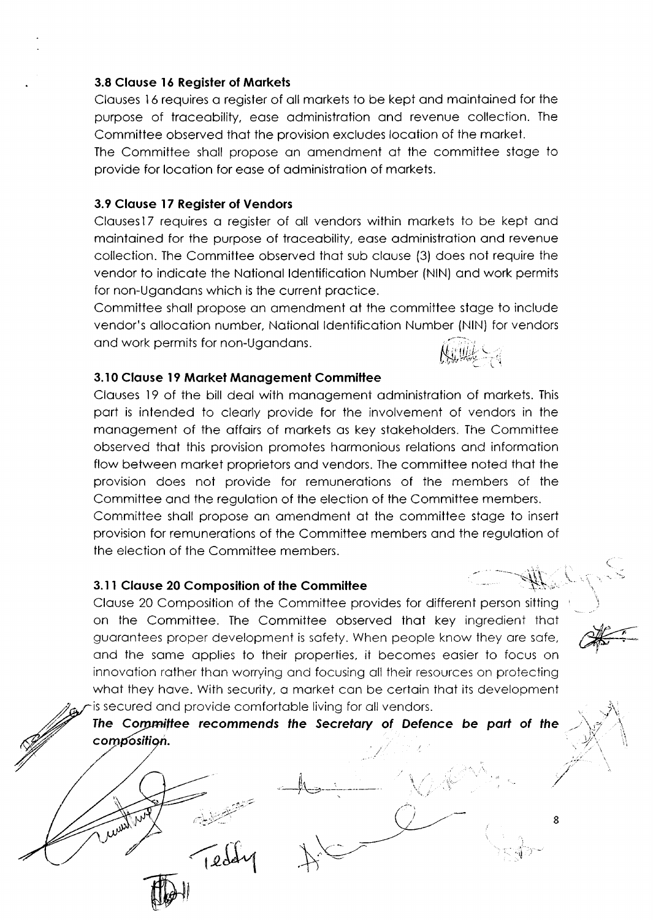### 3.8 Clause 16 Register of Markets

Clauses 16 requires a register of all markets to be kept and maintained for the purpose of traceability, ease administration and revenue collection. The Committee observed that the provision excludes location of the market.

The Committee shall propose an amendment at the committee stage to provide for location for ease of administration of markets.

### 3.9 Clause 17 Register of Vendors

Clauses17 requires a register of all vendors within markets to be kept and maintained for the purpose of traceability, ease administration and revenue collection. The Committee observed that sub clause (3) does not require the vendor to indicate the National Identification Number (NIN) and work permits for non-Ugandans which is the current practice.

Committee shall propose an amendment at the committee stage to include vendor's allocation number, National Identification Number (NIN) for vendors and work permits for non-Ugandans.

### 3.10 Clause 19 Market Management Committee

Clauses 19 of the bill deal with management administration of markets. This part is intended to clearly provide for the involvement of vendors in the management of the affairs of markets as key stakeholders. The Committee observed that this provision promotes harmonious relations and information flow between market proprietors and vendors. The committee noted that the provision does not provide for remunerations of the members of the Committee and the regulation of the election of the Committee members.

Committee shall propose an amendment at the committee stage to insert provision for remunerations of the Committee members and the regulation of the election of the Committee members.

### 3.11 Clause 20 Composition of the Committee

Clause 20 Composition of the Committee provides for different person sitting on the Committee. The Committee observed that key ingredient that guarantees proper development is safety. When people know they are safe, and the same applies to their properties, it becomes easier to focus on innovation rather than worrying and focusing all their resources on protecting what they have. With security, a market can be certain that its development is secured and provide comfortable living for all vendors.

***The Committee recommends the Secretary of Defence be part of the composition.***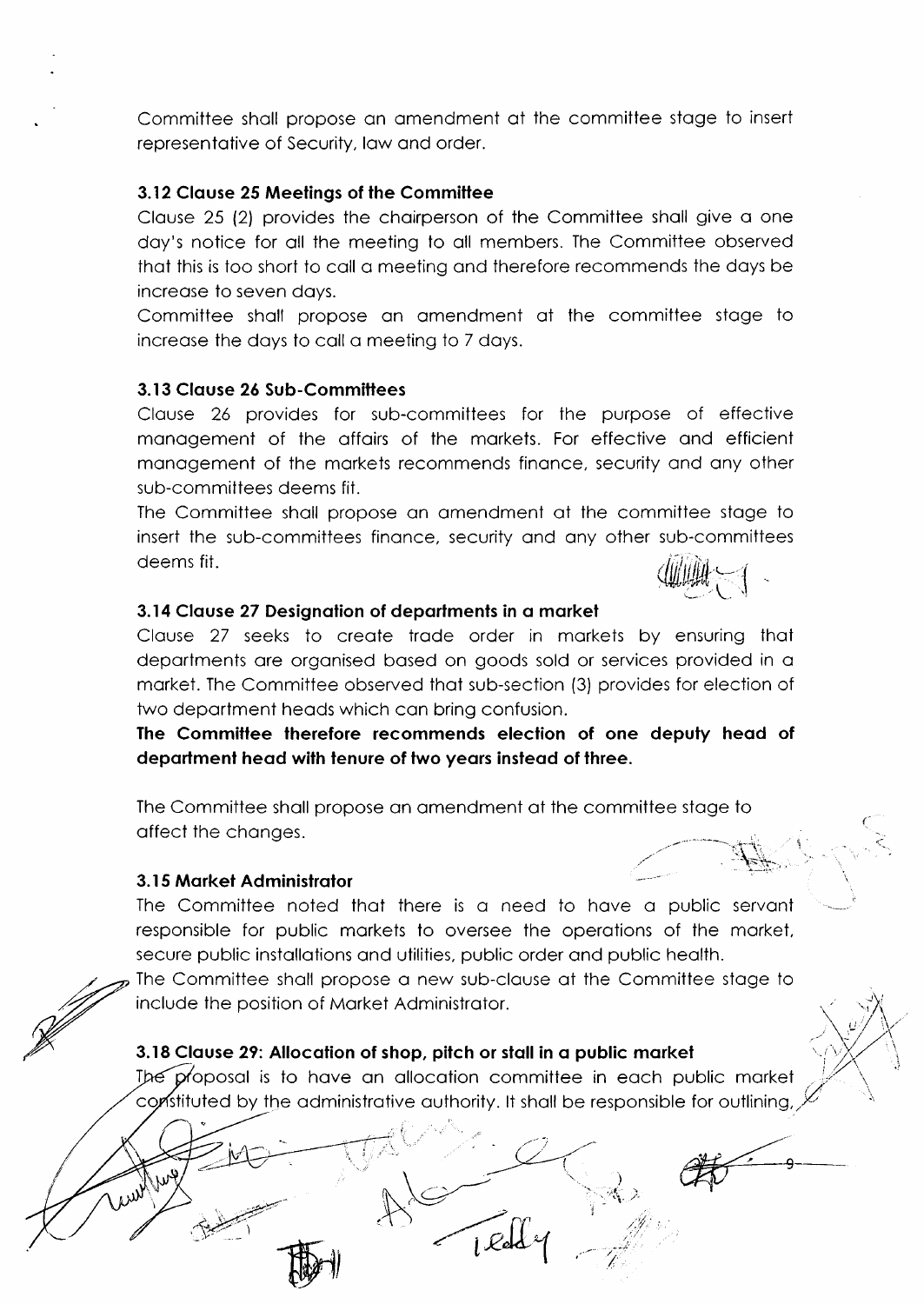Committee shall propose an amendment at the committee stage to insert representative of Security, law and order.

### 3.12 Clause 25 Meetings of the Committee

Clause 25 (2) provides the chairperson of the Committee shall give a one day's notice for all the meeting to all members. The Committee observed that this is too short to call a meeting and therefore recommends the days be increase to seven days.

Committee shall propose an amendment at the committee stage to increase the days to call a meeting to 7 days.

### 3.13 Clause 26 Sub-Committees

Clause 26 provides for sub-committees for the purpose of effective management of the affairs of the markets. For effective and efficient management of the markets recommends finance, security and any other sub-committees deems fit.

The Committee shall propose an amendment at the committee stage to insert the sub-committees finance, security and any other sub-committees deems fit.

### 3.14 Clause 27 Designation of departments in a market

Clause 27 seeks to create trade order in markets by ensuring that departments are organised based on goods sold or services provided in a market. The Committee observed that sub-section (3) provides for election of two department heads which can bring confusion.

**The Committee therefore recommends election of one deputy head of department head with tenure of two years instead of three.**

The Committee shall propose an amendment at the committee stage to affect the changes.

### 3.15 Market Administrator

The Committee noted that there is a need to have a public servant responsible for public markets to oversee the operations of the market, secure public installations and utilities, public order and public health.

The Committee shall propose a new sub-clause at the Committee stage to include the position of Market Administrator.

### 3.18 Clause 29: Allocation of shop, pitch or stall in a public market

The proposal is to have an allocation committee in each public market constituted by the administrative authority. It shall be responsible for outlining,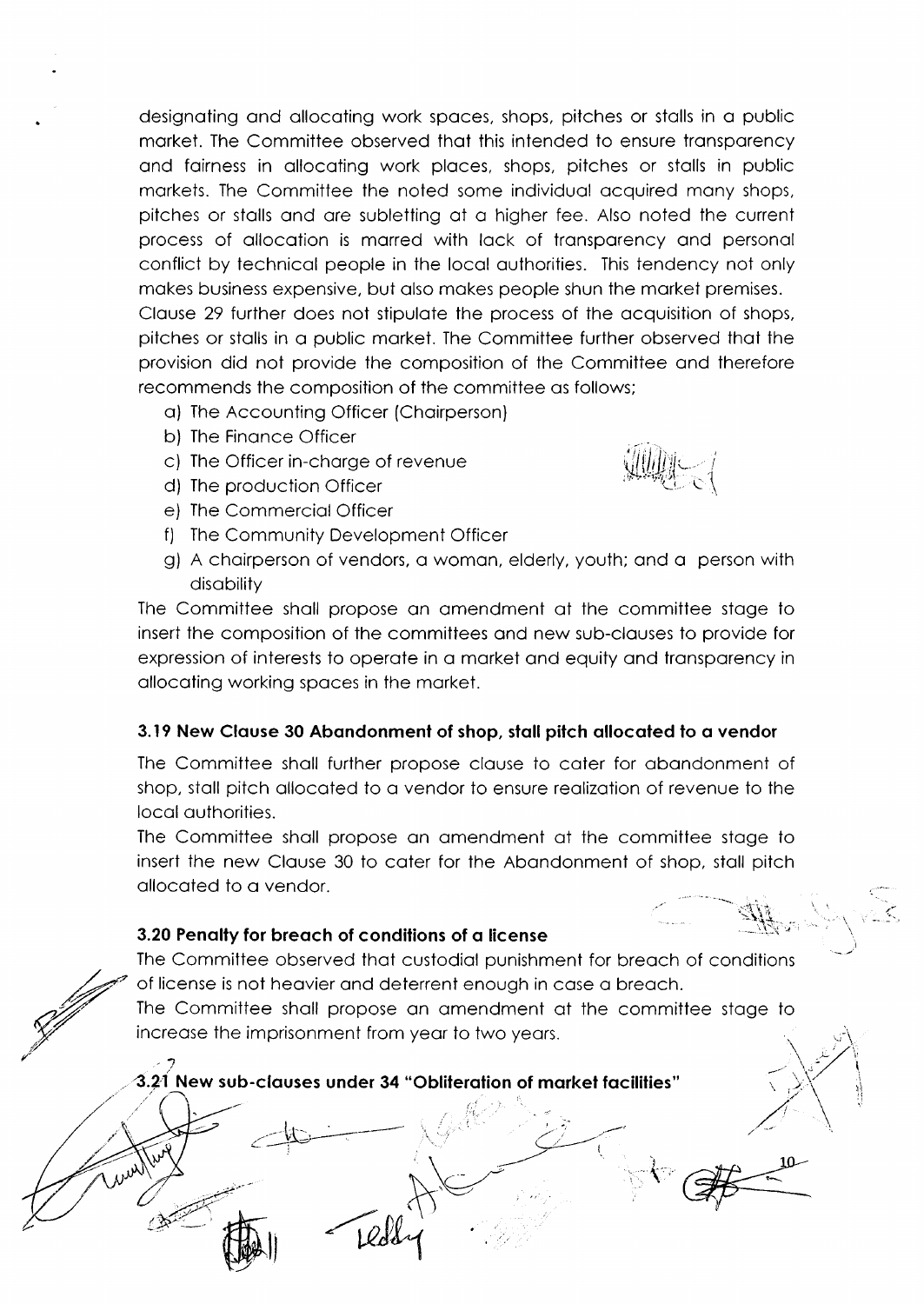designating and allocating work spaces, shops, pitches or stalls in a public market. The Committee observed that this intended to ensure transparency and fairness in allocating work places, shops, pitches or stalls in public markets. The Committee the noted some individual acquired many shops, pitches or stalls and are subletting at a higher fee. Also noted the current process of allocation is marred with lack of transparency and personal conflict by technical people in the local authorities. This tendency not only makes business expensive, but also makes people shun the market premises.

Clause 29 further does not stipulate the process of the acquisition of shops, pitches or stalls in a public market. The Committee further observed that the provision did not provide the composition of the Committee and therefore recommends the composition of the committee as follows;

a) The Accounting Officer (Chairperson)
b) The Finance Officer
c) The Officer in-charge of revenue
d) The production Officer
e) The Commercial Officer
f) The Community Development Officer
g) A chairperson of vendors, a woman, elderly, youth; and a person with disability

The Committee shall propose an amendment at the committee stage to insert the composition of the committees and new sub-clauses to provide for expression of interests to operate in a market and equity and transparency in allocating working spaces in the market.

### 3.19 New Clause 30 Abandonment of shop, stall pitch allocated to a vendor

The Committee shall further propose clause to cater for abandonment of shop, stall pitch allocated to a vendor to ensure realization of revenue to the local authorities.

The Committee shall propose an amendment at the committee stage to insert the new Clause 30 to cater for the Abandonment of shop, stall pitch allocated to a vendor.

### 3.20 Penalty for breach of conditions of a license

The Committee observed that custodial punishment for breach of conditions of license is not heavier and deterrent enough in case a breach.

The Committee shall propose an amendment at the committee stage to increase the imprisonment from year to two years.

### 3.21 New sub-clauses under 34 "Obliteration of market facilities"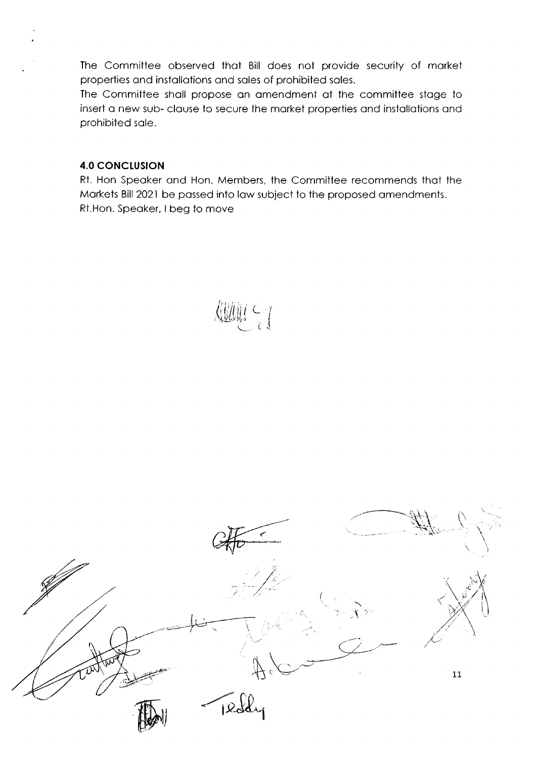The Committee observed that Bill does not provide security of market properties and installations and sales of prohibited sales.

The Committee shall propose an amendment at the committee stage to insert a new sub- clause to secure the market properties and installations and prohibited sale.

### 4.0 CONCLUSION

Rt. Hon Speaker and Hon. Members, the Committee recommends that the Markets Bill 2021 be passed into law subject to the proposed amendments.

Rt.Hon. Speaker, I beg to move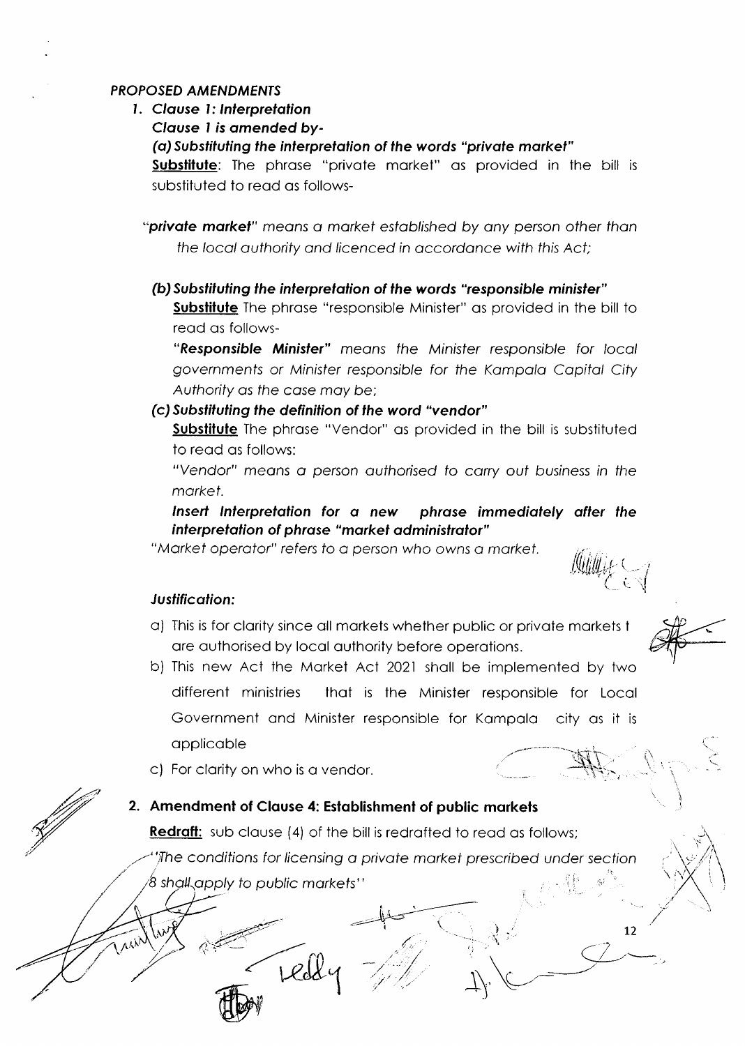***PROPOSED AMENDMENTS***

1. ***Clause 1: Interpretation***

   ***Clause 1 is amended by-***

   ***(a) Substituting the interpretation of the words "private market"***

   **Substitute**: The phrase "private market" as provided in the bill is substituted to read as follows-

   "***private market***" *means a market established by any person other than the local authority and licenced in accordance with this Act;*

   ***(b) Substituting the interpretation of the words "responsible minister"***

   **Substitute** The phrase "responsible Minister" as provided in the bill to read as follows-

   "***Responsible Minister***" *means the Minister responsible for local governments or Minister responsible for the Kampala Capital City Authority as the case may be;*

   ***(c) Substituting the definition of the word "vendor"***

   **Substitute** The phrase "Vendor" as provided in the bill is substituted to read as follows:

   *"Vendor" means a person authorised to carry out business in the market.*

   ***Insert Interpretation for a new phrase immediately after the interpretation of phrase "market administrator"***

   *"Market operator" refers to a person who owns a market.*

   ***Justification:***

   a) This is for clarity since all markets whether public or private markets t are authorised by local authority before operations.

   b) This new Act the Market Act 2021 shall be implemented by two different ministries that is the Minister responsible for Local Government and Minister responsible for Kampala city as it is applicable

   c) For clarity on who is a vendor.

2. **Amendment of Clause 4: Establishment of public markets**

   **Redraft:** sub clause (4) of the bill is redrafted to read as follows;

   *"The conditions for licensing a private market prescribed under section 8 shall apply to public markets"*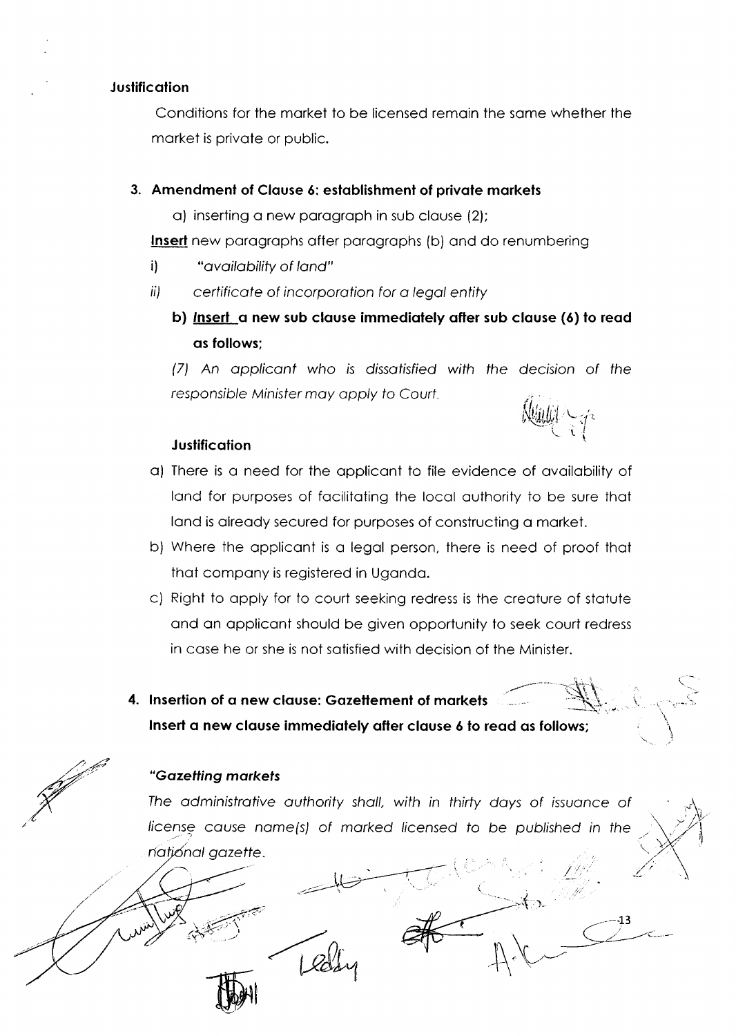**Justification**

Conditions for the market to be licensed remain the same whether the market is private or public.

3. **Amendment of Clause 6: establishment of private markets**

   a) inserting a new paragraph in sub clause (2);

   **Insert** new paragraphs after paragraphs (b) and do renumbering

   i) *"availability of land"*

   ii) *certificate of incorporation for a legal entity*

   **b) Insert a new sub clause immediately after sub clause (6) to read as follows;**

   *(7) An applicant who is dissatisfied with the decision of the responsible Minister may apply to Court.*

   **Justification**

   a) There is a need for the applicant to file evidence of availability of land for purposes of facilitating the local authority to be sure that land is already secured for purposes of constructing a market.

   b) Where the applicant is a legal person, there is need of proof that that company is registered in Uganda.

   c) Right to apply for to court seeking redress is the creature of statute and an applicant should be given opportunity to seek court redress in case he or she is not satisfied with decision of the Minister.

4. **Insertion of a new clause: Gazettement of markets**

   **Insert a new clause immediately after clause 6 to read as follows;**

   ***"Gazetting markets***

   *The administrative authority shall, with in thirty days of issuance of license cause name(s) of marked licensed to be published in the national gazette.*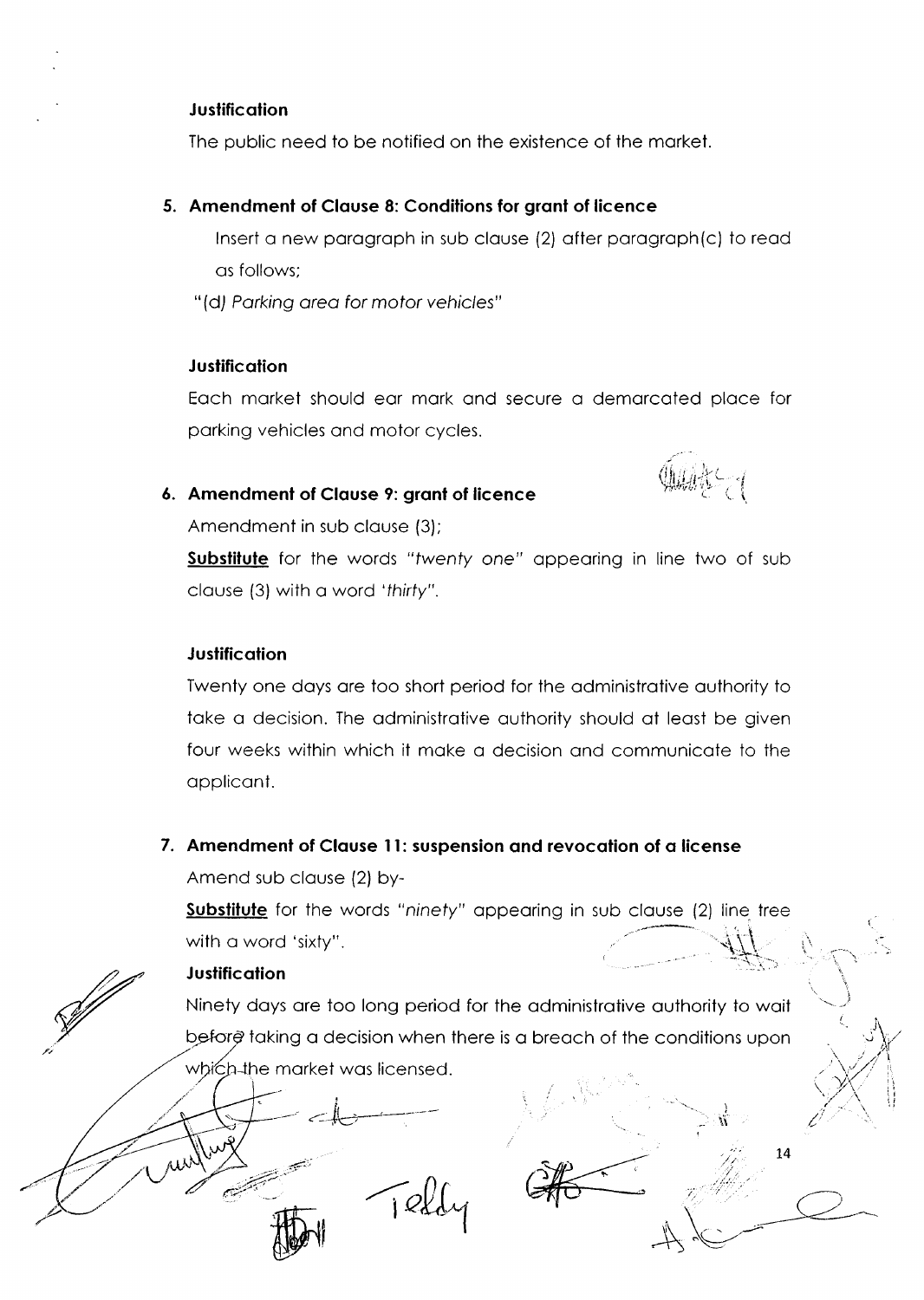**Justification**

The public need to be notified on the existence of the market.

5. **Amendment of Clause 8: Conditions for grant of licence**

   Insert a new paragraph in sub clause (2) after paragraph(c) to read as follows;

   "(d) *Parking area for motor vehicles*"

**Justification**

Each market should ear mark and secure a demarcated place for parking vehicles and motor cycles.

6. **Amendment of Clause 9: grant of licence**

   Amendment in sub clause (3);

   **Substitute** for the words "*twenty one*" appearing in line two of sub clause (3) with a word '*thirty*".

**Justification**

Twenty one days are too short period for the administrative authority to take a decision. The administrative authority should at least be given four weeks within which it make a decision and communicate to the applicant.

7. **Amendment of Clause 11: suspension and revocation of a license**

   Amend sub clause (2) by-

   **Substitute** for the words "*ninety*" appearing in sub clause (2) line tree with a word 'sixty".

**Justification**

Ninety days are too long period for the administrative authority to wait before taking a decision when there is a breach of the conditions upon which the market was licensed.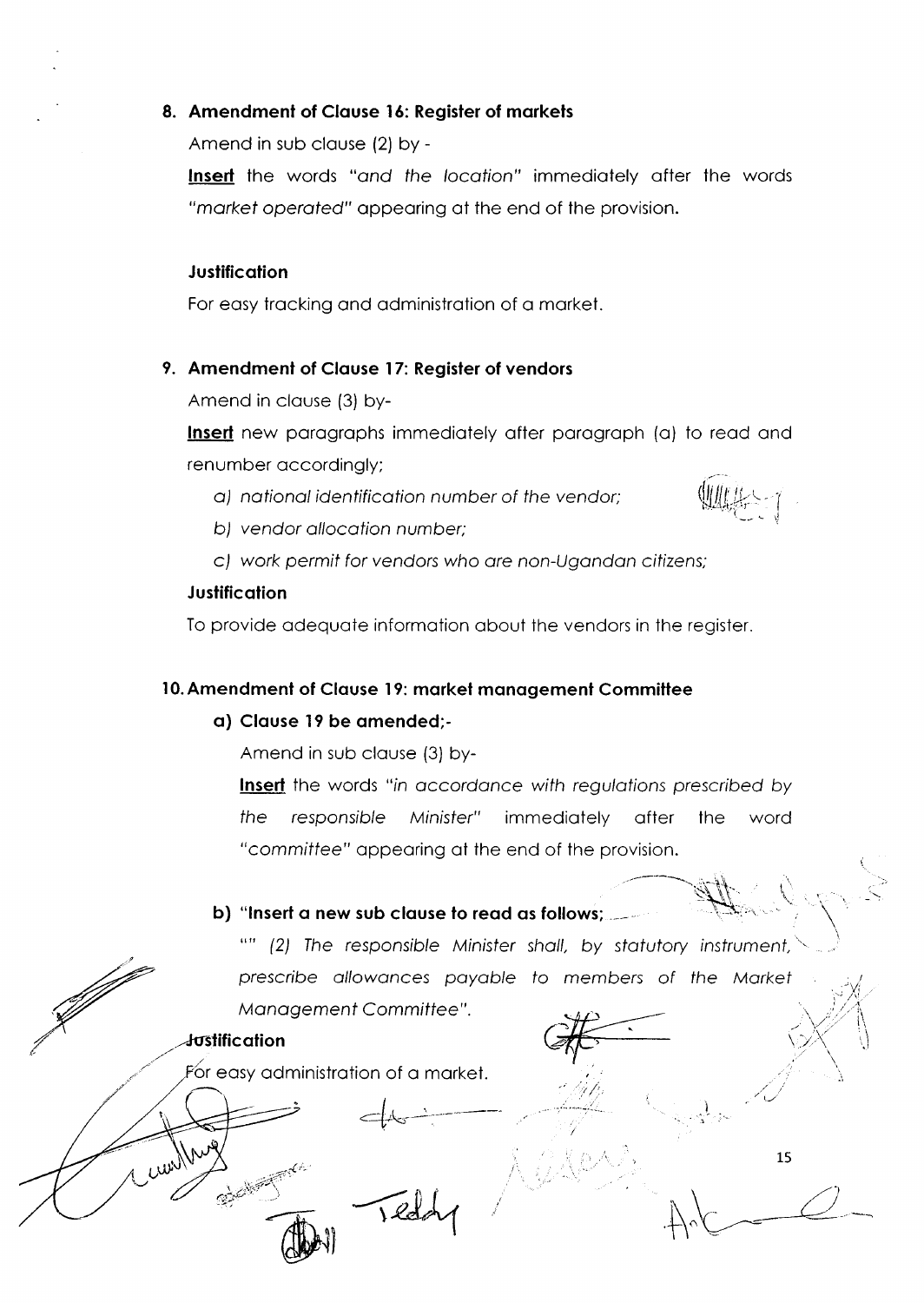**8. Amendment of Clause 16: Register of markets**

Amend in sub clause (2) by -

**Insert** the words *"and the location"* immediately after the words *"market operated"* appearing at the end of the provision.

**Justification**

For easy tracking and administration of a market.

**9. Amendment of Clause 17: Register of vendors**

Amend in clause (3) by-

**Insert** new paragraphs immediately after paragraph (a) to read and renumber accordingly;

*a) national identification number of the vendor;*

*b) vendor allocation number;*

*c) work permit for vendors who are non-Ugandan citizens;*

**Justification**

To provide adequate information about the vendors in the register.

**10. Amendment of Clause 19: market management Committee**

**a) Clause 19 be amended;-**

Amend in sub clause (3) by-

**Insert** the words *"in accordance with regulations prescribed by the responsible Minister"* immediately after the word *"committee"* appearing at the end of the provision.

**b) "Insert a new sub clause to read as follows;**

"" *(2) The responsible Minister shall, by statutory instrument, prescribe allowances payable to members of the Market Management Committee".*

**Justification**

For easy administration of a market.

Teddy